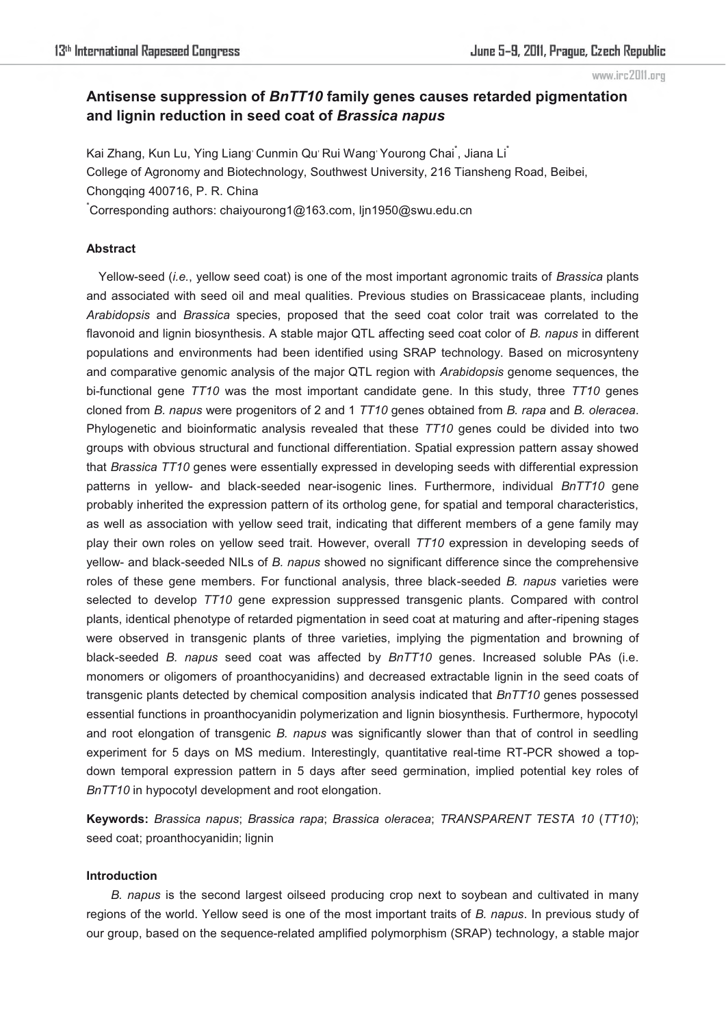# Antisense suppression of *BnTT10* family genes causes retarded pigmentation and lignin reduction in seed coat of *Brassica napus*

Kai Zhang, Kun Lu, Ying Liang, Cunmin Qu, Rui Wang, Yourong Chai*, Jiana Li*

College of Agronomy and Biotechnology, Southwest University, 216 Tiansheng Road, Beibei, Chongqing 400716, P. R. China

*Corresponding authors: chaiyourong1@163.com, ljn1950@swu.edu.cn

### Abstract

Yellow-seed (*i.e.*, yellow seed coat) is one of the most important agronomic traits of *Brassica* plants and associated with seed oil and meal qualities. Previous studies on Brassicaceae plants, including *Arabidopsis* and *Brassica* species, proposed that the seed coat color trait was correlated to the flavonoid and lignin biosynthesis. A stable major QTL affecting seed coat color of *B. napus* in different populations and environments had been identified using SRAP technology. Based on microsynteny and comparative genomic analysis of the major QTL region with *Arabidopsis* genome sequences, the bi-functional gene *TT10* was the most important candidate gene. In this study, three *TT10* genes cloned from *B. napus* were progenitors of 2 and 1 *TT10* genes obtained from *B. rapa* and *B. oleracea*. Phylogenetic and bioinformatic analysis revealed that these *TT10* genes could be divided into two groups with obvious structural and functional differentiation. Spatial expression pattern assay showed that *Brassica TT10* genes were essentially expressed in developing seeds with differential expression patterns in yellow- and black-seeded near-isogenic lines. Furthermore, individual *BnTT10* gene probably inherited the expression pattern of its ortholog gene, for spatial and temporal characteristics, as well as association with yellow seed trait, indicating that different members of a gene family may play their own roles on yellow seed trait. However, overall *TT10* expression in developing seeds of yellow- and black-seeded NILs of *B. napus* showed no significant difference since the comprehensive roles of these gene members. For functional analysis, three black-seeded *B. napus* varieties were selected to develop *TT10* gene expression suppressed transgenic plants. Compared with control plants, identical phenotype of retarded pigmentation in seed coat at maturing and after-ripening stages were observed in transgenic plants of three varieties, implying the pigmentation and browning of black-seeded *B. napus* seed coat was affected by *BnTT10* genes. Increased soluble PAs (i.e. monomers or oligomers of proanthocyanidins) and decreased extractable lignin in the seed coats of transgenic plants detected by chemical composition analysis indicated that *BnTT10* genes possessed essential functions in proanthocyanidin polymerization and lignin biosynthesis. Furthermore, hypocotyl and root elongation of transgenic *B. napus* was significantly slower than that of control in seedling experiment for 5 days on MS medium. Interestingly, quantitative real-time RT-PCR showed a top-down temporal expression pattern in 5 days after seed germination, implied potential key roles of *BnTT10* in hypocotyl development and root elongation.

**Keywords:** *Brassica napus*; *Brassica rapa*; *Brassica oleracea*; *TRANSPARENT TESTA 10* (*TT10*); seed coat; proanthocyanidin; lignin

### Introduction

*B. napus* is the second largest oilseed producing crop next to soybean and cultivated in many regions of the world. Yellow seed is one of the most important traits of *B. napus*. In previous study of our group, based on the sequence-related amplified polymorphism (SRAP) technology, a stable major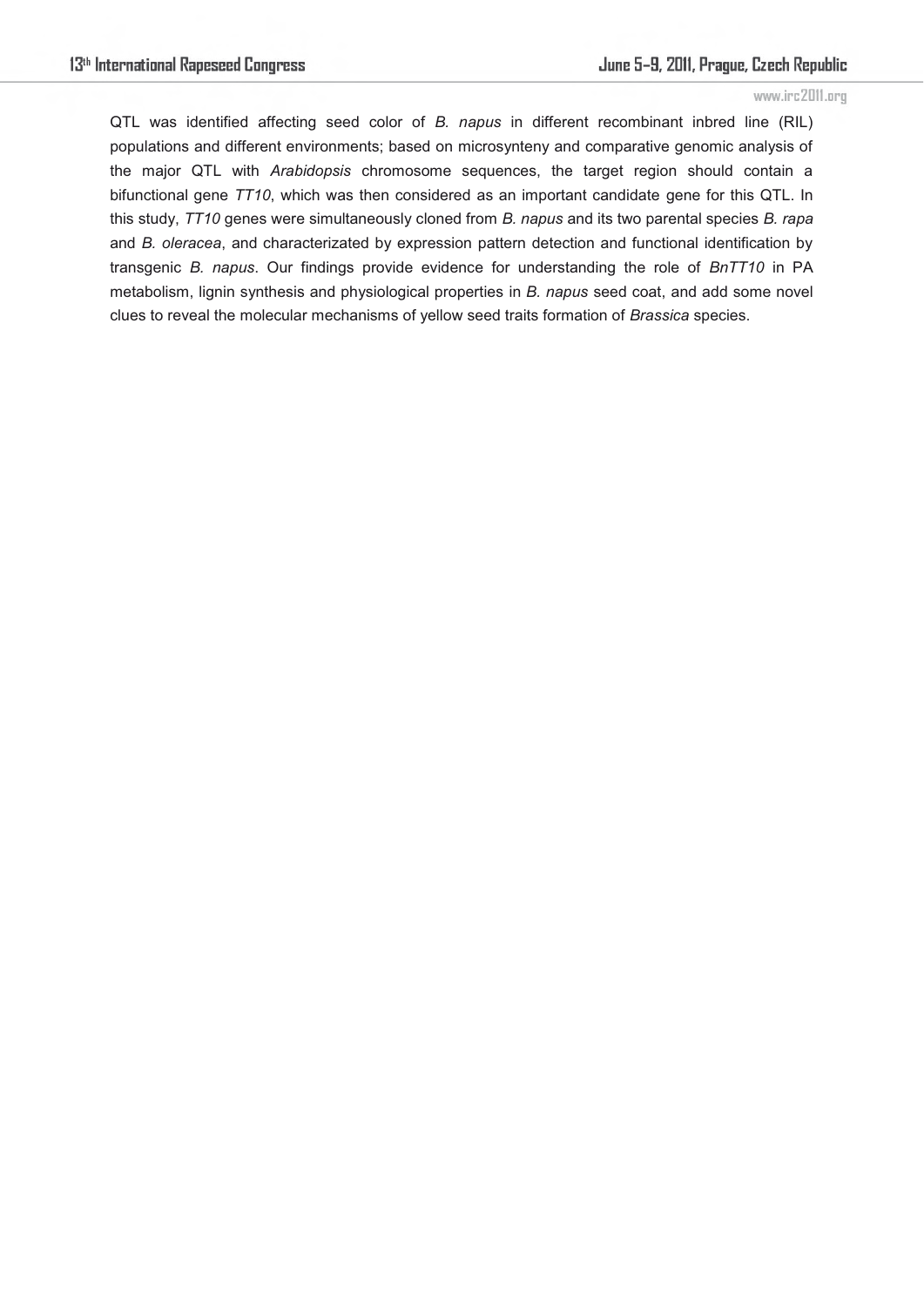QTL was identified affecting seed color of *B. napus* in different recombinant inbred line (RIL) populations and different environments; based on microsynteny and comparative genomic analysis of the major QTL with *Arabidopsis* chromosome sequences, the target region should contain a bifunctional gene *TT10*, which was then considered as an important candidate gene for this QTL. In this study, *TT10* genes were simultaneously cloned from *B. napus* and its two parental species *B. rapa* and *B. oleracea*, and characterizated by expression pattern detection and functional identification by transgenic *B. napus*. Our findings provide evidence for understanding the role of *BnTT10* in PA metabolism, lignin synthesis and physiological properties in *B. napus* seed coat, and add some novel clues to reveal the molecular mechanisms of yellow seed traits formation of *Brassica* species.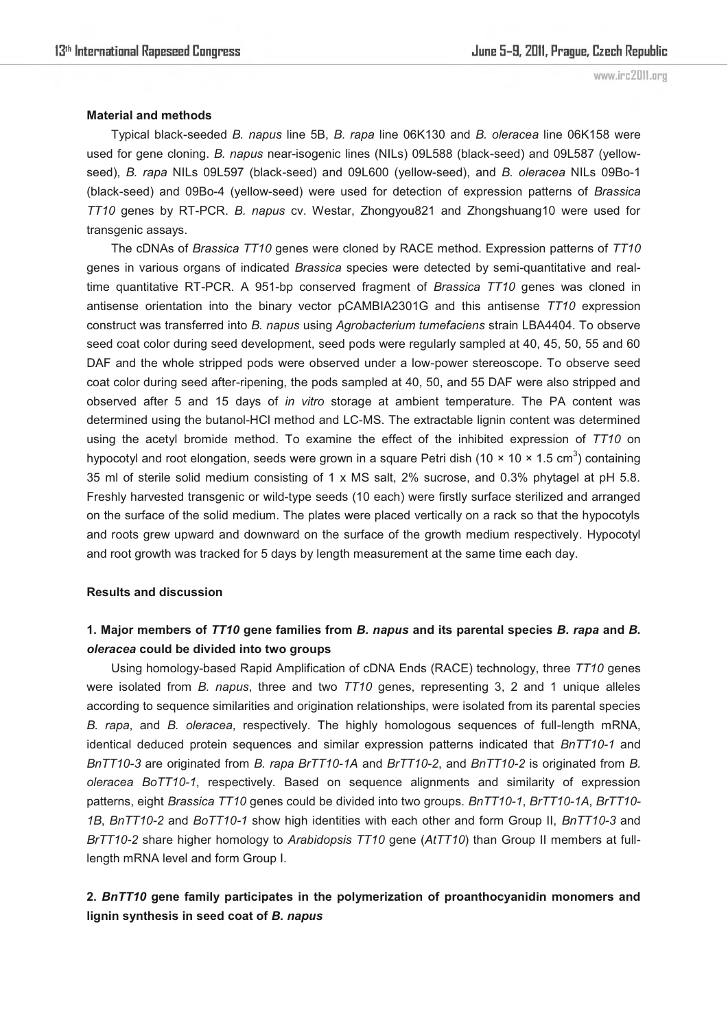**Material and methods**

Typical black-seeded *B. napus* line 5B, *B. rapa* line 06K130 and *B. oleracea* line 06K158 were used for gene cloning. *B. napus* near-isogenic lines (NILs) 09L588 (black-seed) and 09L587 (yellow-seed), *B. rapa* NILs 09L597 (black-seed) and 09L600 (yellow-seed), and *B. oleracea* NILs 09Bo-1 (black-seed) and 09Bo-4 (yellow-seed) were used for detection of expression patterns of *Brassica TT10* genes by RT-PCR. *B. napus* cv. Westar, Zhongyou821 and Zhongshuang10 were used for transgenic assays.

The cDNAs of *Brassica TT10* genes were cloned by RACE method. Expression patterns of *TT10* genes in various organs of indicated *Brassica* species were detected by semi-quantitative and real-time quantitative RT-PCR. A 951-bp conserved fragment of *Brassica TT10* genes was cloned in antisense orientation into the binary vector pCAMBIA2301G and this antisense *TT10* expression construct was transferred into *B. napus* using *Agrobacterium tumefaciens* strain LBA4404. To observe seed coat color during seed development, seed pods were regularly sampled at 40, 45, 50, 55 and 60 DAF and the whole stripped pods were observed under a low-power stereoscope. To observe seed coat color during seed after-ripening, the pods sampled at 40, 50, and 55 DAF were also stripped and observed after 5 and 15 days of *in vitro* storage at ambient temperature. The PA content was determined using the butanol-HCl method and LC-MS. The extractable lignin content was determined using the acetyl bromide method. To examine the effect of the inhibited expression of *TT10* on hypocotyl and root elongation, seeds were grown in a square Petri dish ($10 \times 10 \times 1.5$ $cm^3$) containing 35 ml of sterile solid medium consisting of 1 x MS salt, 2% sucrose, and 0.3% phytagel at pH 5.8. Freshly harvested transgenic or wild-type seeds (10 each) were firstly surface sterilized and arranged on the surface of the solid medium. The plates were placed vertically on a rack so that the hypocotyls and roots grew upward and downward on the surface of the growth medium respectively. Hypocotyl and root growth was tracked for 5 days by length measurement at the same time each day.

**Results and discussion**

### 1. Major members of *TT10* gene families from *B. napus* and its parental species *B. rapa* and *B. oleracea* could be divided into two groups

Using homology-based Rapid Amplification of cDNA Ends (RACE) technology, three *TT10* genes were isolated from *B. napus*, three and two *TT10* genes, representing 3, 2 and 1 unique alleles according to sequence similarities and origination relationships, were isolated from its parental species *B. rapa*, and *B. oleracea*, respectively. The highly homologous sequences of full-length mRNA, identical deduced protein sequences and similar expression patterns indicated that *BnTT10-1* and *BnTT10-3* are originated from *B. rapa BrTT10-1A* and *BrTT10-2*, and *BnTT10-2* is originated from *B. oleracea BoTT10-1*, respectively. Based on sequence alignments and similarity of expression patterns, eight *Brassica TT10* genes could be divided into two groups. *BnTT10-1*, *BrTT10-1A*, *BrTT10-1B*, *BnTT10-2* and *BoTT10-1* show high identities with each other and form Group II, *BnTT10-3* and *BrTT10-2* share higher homology to *Arabidopsis TT10* gene (*AtTT10*) than Group II members at full-length mRNA level and form Group I.

### 2. *BnTT10* gene family participates in the polymerization of proanthocyanidin monomers and lignin synthesis in seed coat of *B. napus*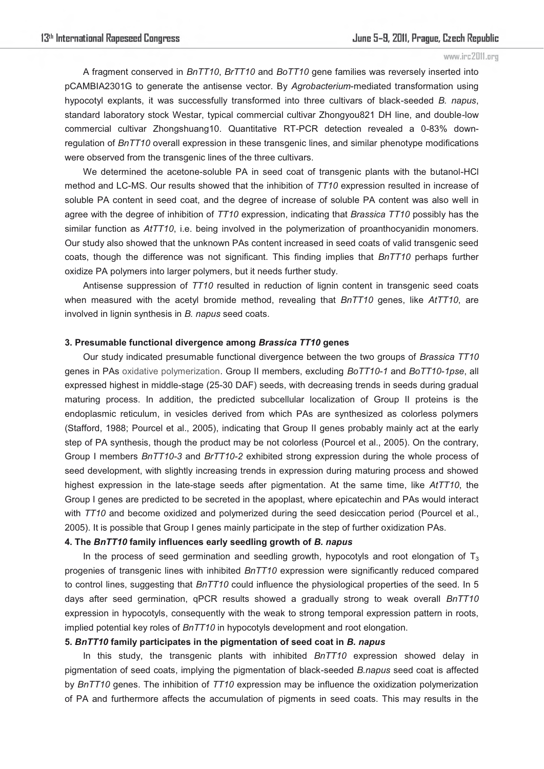A fragment conserved in *BnTT10*, *BrTT10* and *BoTT10* gene families was reversely inserted into pCAMBIA2301G to generate the antisense vector. By *Agrobacterium*-mediated transformation using hypocotyl explants, it was successfully transformed into three cultivars of black-seeded *B. napus*, standard laboratory stock Westar, typical commercial cultivar Zhongyou821 DH line, and double-low commercial cultivar Zhongshuang10. Quantitative RT-PCR detection revealed a 0-83% down-regulation of *BnTT10* overall expression in these transgenic lines, and similar phenotype modifications were observed from the transgenic lines of the three cultivars.

We determined the acetone-soluble PA in seed coat of transgenic plants with the butanol-HCl method and LC-MS. Our results showed that the inhibition of *TT10* expression resulted in increase of soluble PA content in seed coat, and the degree of increase of soluble PA content was also well in agree with the degree of inhibition of *TT10* expression, indicating that *Brassica TT10* possibly has the similar function as *AtTT10*, i.e. being involved in the polymerization of proanthocyanidin monomers. Our study also showed that the unknown PAs content increased in seed coats of valid transgenic seed coats, though the difference was not significant. This finding implies that *BnTT10* perhaps further oxidize PA polymers into larger polymers, but it needs further study.

Antisense suppression of *TT10* resulted in reduction of lignin content in transgenic seed coats when measured with the acetyl bromide method, revealing that *BnTT10* genes, like *AtTT10*, are involved in lignin synthesis in *B. napus* seed coats.

### 3. Presumable functional divergence among *Brassica TT10* genes

Our study indicated presumable functional divergence between the two groups of *Brassica TT10* genes in PAs oxidative polymerization. Group II members, excluding *BoTT10-1* and *BoTT10-1pse*, all expressed highest in middle-stage (25-30 DAF) seeds, with decreasing trends in seeds during gradual maturing process. In addition, the predicted subcellular localization of Group II proteins is the endoplasmic reticulum, in vesicles derived from which PAs are synthesized as colorless polymers (Stafford, 1988; Pourcel et al., 2005), indicating that Group II genes probably mainly act at the early step of PA synthesis, though the product may be not colorless (Pourcel et al., 2005). On the contrary, Group I members *BnTT10-3* and *BrTT10-2* exhibited strong expression during the whole process of seed development, with slightly increasing trends in expression during maturing process and showed highest expression in the late-stage seeds after pigmentation. At the same time, like *AtTT10*, the Group I genes are predicted to be secreted in the apoplast, where epicatechin and PAs would interact with *TT10* and become oxidized and polymerized during the seed desiccation period (Pourcel et al., 2005). It is possible that Group I genes mainly participate in the step of further oxidization PAs.

### 4. The *BnTT10* family influences early seedling growth of *B. napus*

In the process of seed germination and seedling growth, hypocotyls and root elongation of $T_3$ progenies of transgenic lines with inhibited *BnTT10* expression were significantly reduced compared to control lines, suggesting that *BnTT10* could influence the physiological properties of the seed. In 5 days after seed germination, qPCR results showed a gradually strong to weak overall *BnTT10* expression in hypocotyls, consequently with the weak to strong temporal expression pattern in roots, implied potential key roles of *BnTT10* in hypocotyls development and root elongation.

### 5. *BnTT10* family participates in the pigmentation of seed coat in *B. napus*

In this study, the transgenic plants with inhibited *BnTT10* expression showed delay in pigmentation of seed coats, implying the pigmentation of black-seeded *B.napus* seed coat is affected by *BnTT10* genes. The inhibition of *TT10* expression may be influence the oxidization polymerization of PA and furthermore affects the accumulation of pigments in seed coats. This may results in the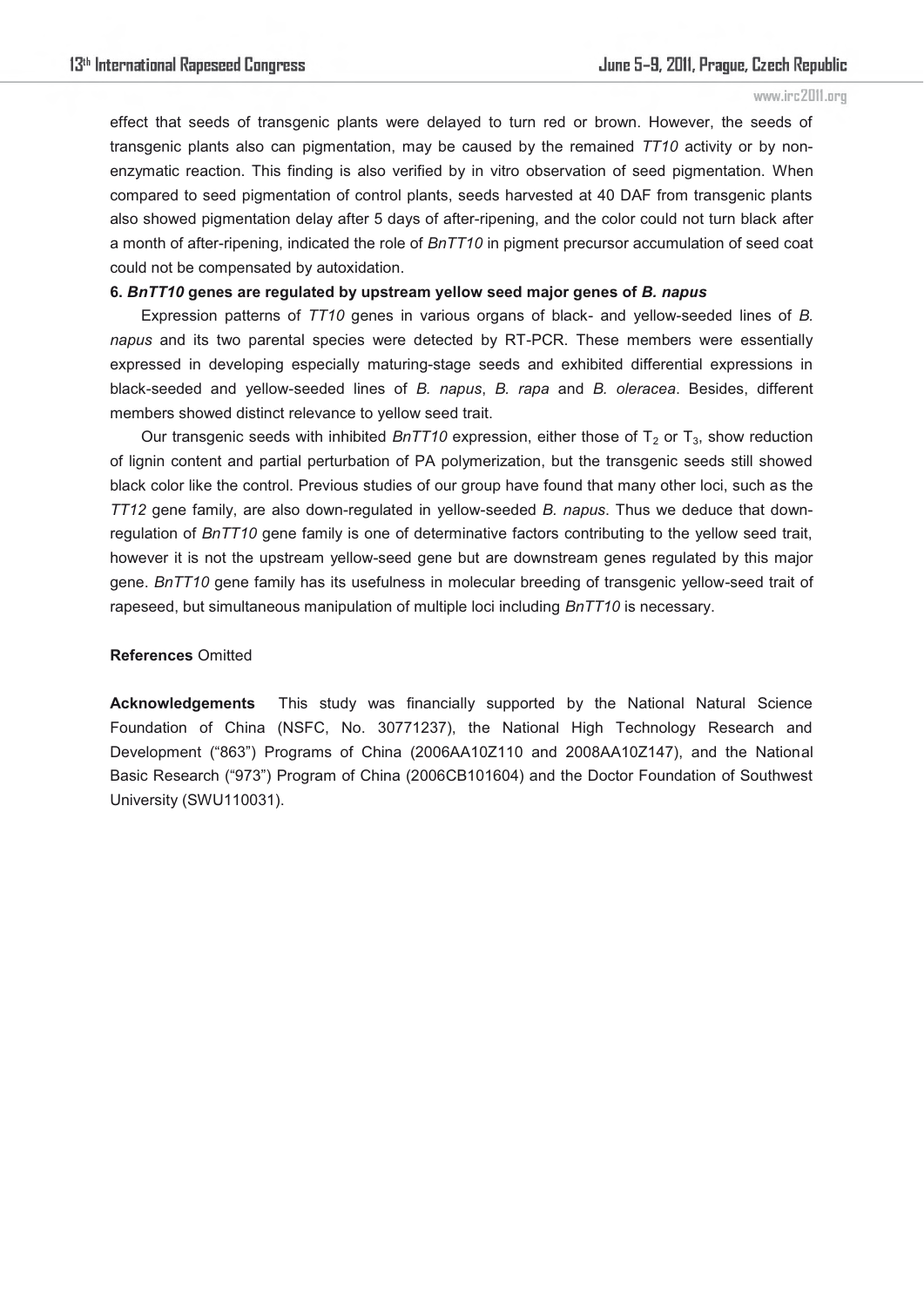effect that seeds of transgenic plants were delayed to turn red or brown. However, the seeds of transgenic plants also can pigmentation, may be caused by the remained *TT10* activity or by non-enzymatic reaction. This finding is also verified by in vitro observation of seed pigmentation. When compared to seed pigmentation of control plants, seeds harvested at 40 DAF from transgenic plants also showed pigmentation delay after 5 days of after-ripening, and the color could not turn black after a month of after-ripening, indicated the role of *BnTT10* in pigment precursor accumulation of seed coat could not be compensated by autoxidation.

**6. *BnTT10* genes are regulated by upstream yellow seed major genes of *B. napus***

Expression patterns of *TT10* genes in various organs of black- and yellow-seeded lines of *B. napus* and its two parental species were detected by RT-PCR. These members were essentially expressed in developing especially maturing-stage seeds and exhibited differential expressions in black-seeded and yellow-seeded lines of *B. napus*, *B. rapa* and *B. oleracea*. Besides, different members showed distinct relevance to yellow seed trait.

Our transgenic seeds with inhibited *BnTT10* expression, either those of $T_2$ or $T_3$, show reduction of lignin content and partial perturbation of PA polymerization, but the transgenic seeds still showed black color like the control. Previous studies of our group have found that many other loci, such as the *TT12* gene family, are also down-regulated in yellow-seeded *B. napus*. Thus we deduce that down-regulation of *BnTT10* gene family is one of determinative factors contributing to the yellow seed trait, however it is not the upstream yellow-seed gene but are downstream genes regulated by this major gene. *BnTT10* gene family has its usefulness in molecular breeding of transgenic yellow-seed trait of rapeseed, but simultaneous manipulation of multiple loci including *BnTT10* is necessary.

**References** Omitted

**Acknowledgements** This study was financially supported by the National Natural Science Foundation of China (NSFC, No. 30771237), the National High Technology Research and Development ("863") Programs of China (2006AA10Z110 and 2008AA10Z147), and the National Basic Research ("973") Program of China (2006CB101604) and the Doctor Foundation of Southwest University (SWU110031).